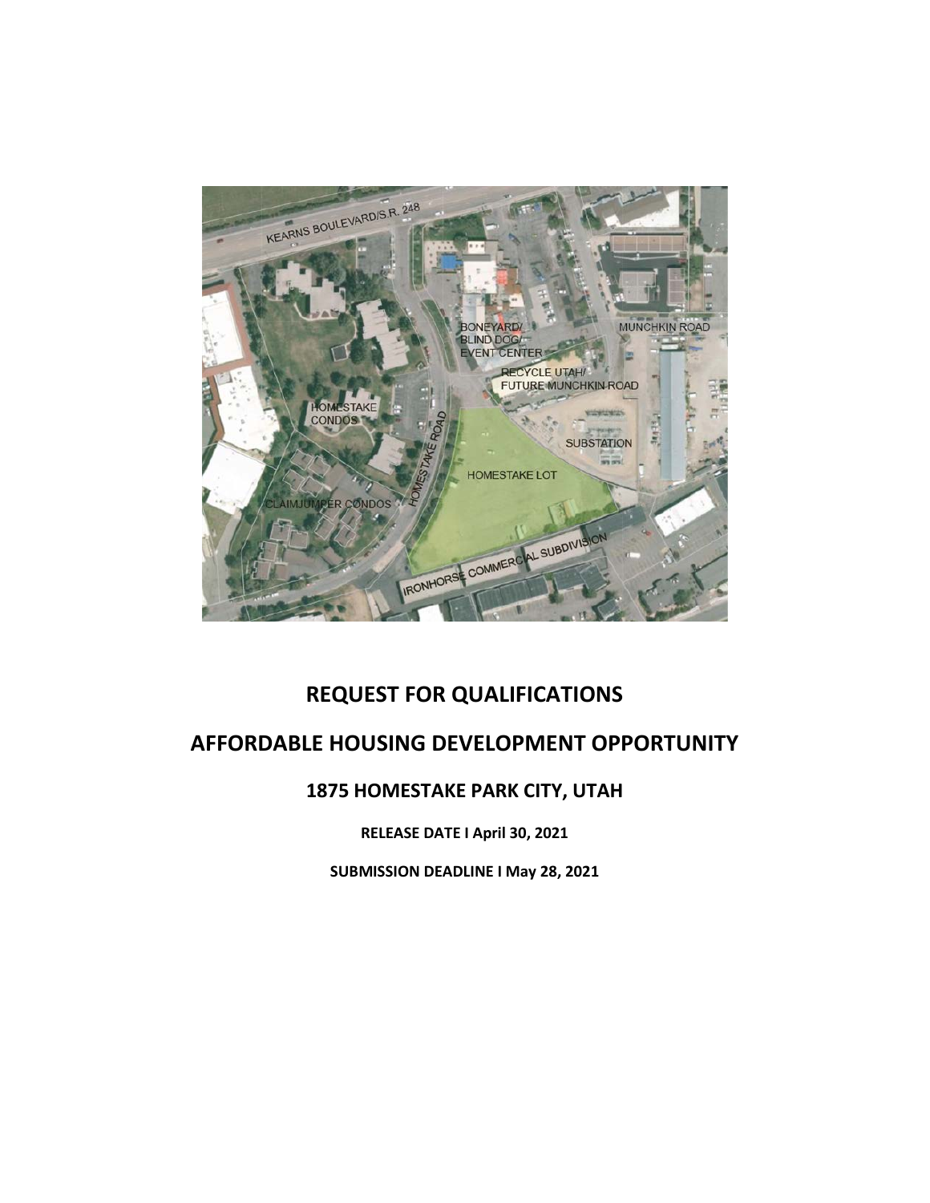# REQUEST FOR QUALIFICATIONS

# AFFORDABLE HOUSING DEVELOPMENT OPPORTUNITY

## 1875 HOMESTAKE PARK CITY, UTAH

**RELEASE DATE I April 30, 2021**

**SUBMISSION DEADLINE I May 28, 2021**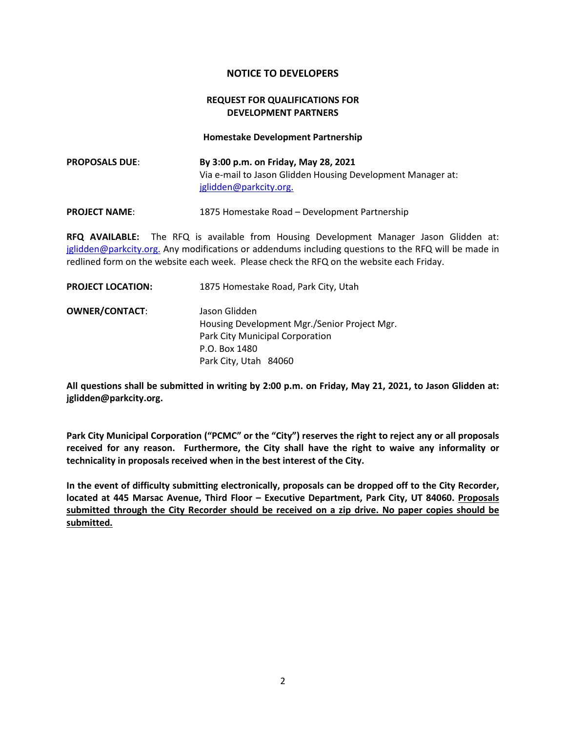## NOTICE TO DEVELOPERS

### REQUEST FOR QUALIFICATIONS FOR DEVELOPMENT PARTNERS

**Homestake Development Partnership**

**PROPOSALS DUE**: **By 3:00 p.m. on Friday, May 28, 2021**
Via e-mail to Jason Glidden Housing Development Manager at: jglidden@parkcity.org.

**PROJECT NAME**: 1875 Homestake Road – Development Partnership

**RFQ AVAILABLE:** The RFQ is available from Housing Development Manager Jason Glidden at: jglidden@parkcity.org. Any modifications or addendums including questions to the RFQ will be made in redlined form on the website each week. Please check the RFQ on the website each Friday.

**PROJECT LOCATION:** 1875 Homestake Road, Park City, Utah

**OWNER/CONTACT**: Jason Glidden
Housing Development Mgr./Senior Project Mgr.
Park City Municipal Corporation
P.O. Box 1480
Park City, Utah 84060

**All questions shall be submitted in writing by 2:00 p.m. on Friday, May 21, 2021, to Jason Glidden at: jglidden@parkcity.org.**

**Park City Municipal Corporation ("PCMC" or the "City") reserves the right to reject any or all proposals received for any reason. Furthermore, the City shall have the right to waive any informality or technicality in proposals received when in the best interest of the City.**

**In the event of difficulty submitting electronically, proposals can be dropped off to the City Recorder, located at 445 Marsac Avenue, Third Floor – Executive Department, Park City, UT 84060. Proposals submitted through the City Recorder should be received on a zip drive. No paper copies should be submitted.**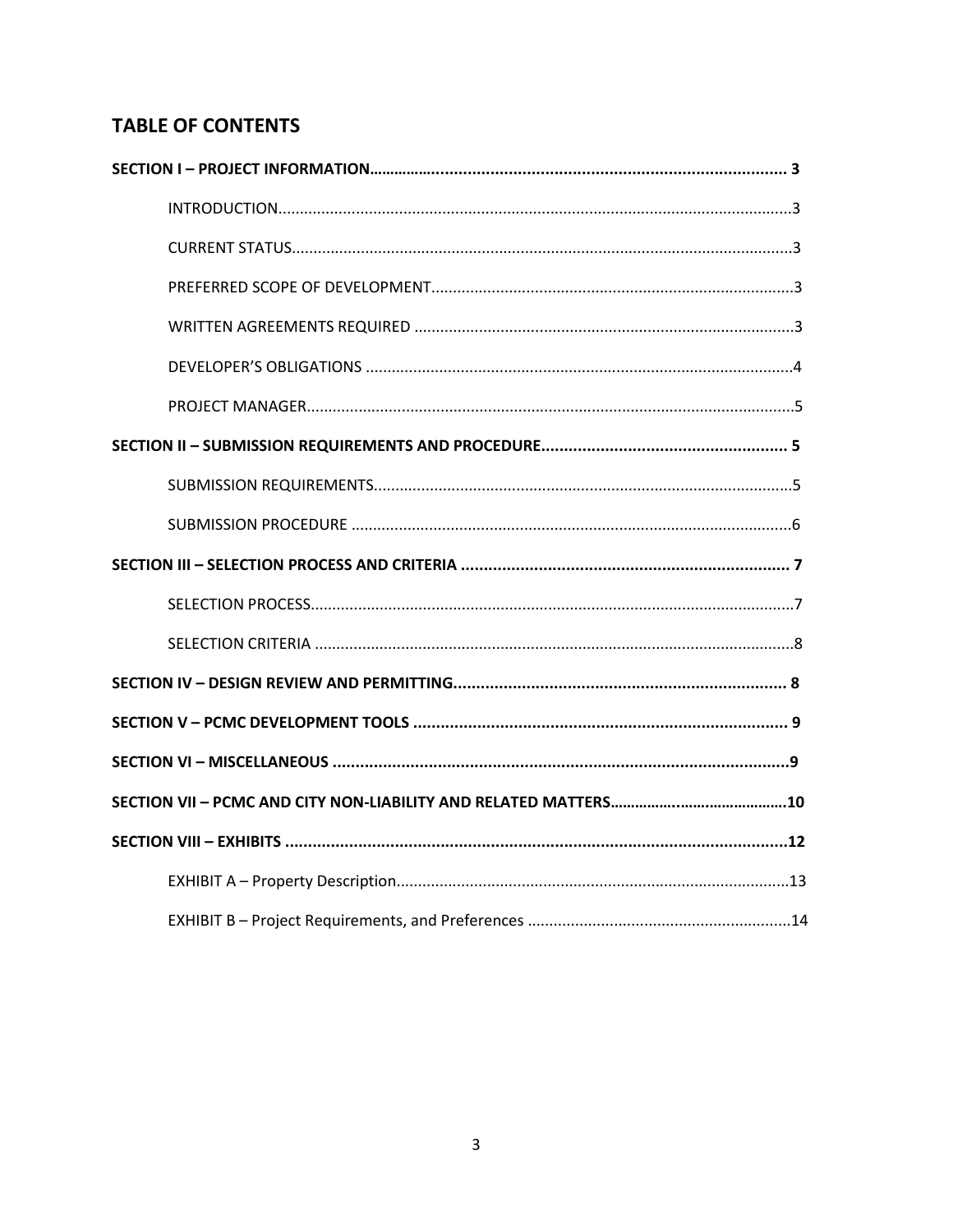## TABLE OF CONTENTS

**SECTION I – PROJECT INFORMATION.............................................................................................. 3**

- INTRODUCTION........................................................................................................................3
- CURRENT STATUS....................................................................................................................3
- PREFERRED SCOPE OF DEVELOPMENT....................................................................................3
- WRITTEN AGREEMENTS REQUIRED ........................................................................................3
- DEVELOPER'S OBLIGATIONS ...................................................................................................4
- PROJECT MANAGER.................................................................................................................5

**SECTION II – SUBMISSION REQUIREMENTS AND PROCEDURE...................................................... 5**

- SUBMISSION REQUIREMENTS.................................................................................................5
- SUBMISSION PROCEDURE ......................................................................................................6

**SECTION III – SELECTION PROCESS AND CRITERIA ....................................................................... 7**

- SELECTION PROCESS................................................................................................................7
- SELECTION CRITERIA ...............................................................................................................8

**SECTION IV – DESIGN REVIEW AND PERMITTING......................................................................... 8**

**SECTION V – PCMC DEVELOPMENT TOOLS .................................................................................. 9**

**SECTION VI – MISCELLANEOUS ....................................................................................................9**

**SECTION VII – PCMC AND CITY NON-LIABILITY AND RELATED MATTERS.........................................10**

**SECTION VIII – EXHIBITS .............................................................................................................12**

- EXHIBIT A – Property Description...........................................................................................13
- EXHIBIT B – Project Requirements, and Preferences .............................................................14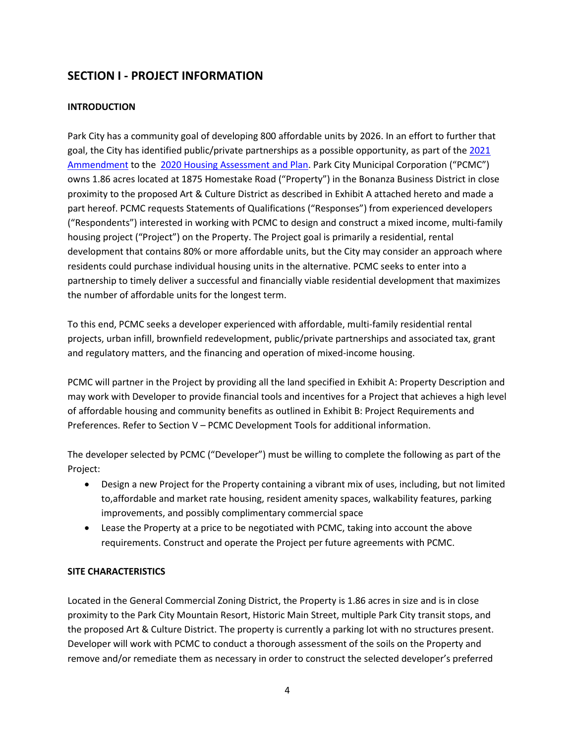## SECTION I - PROJECT INFORMATION

### INTRODUCTION

Park City has a community goal of developing 800 affordable units by 2026. In an effort to further that goal, the City has identified public/private partnerships as a possible opportunity, as part of the [2021 Ammendment](#) to the [2020 Housing Assessment and Plan](#). Park City Municipal Corporation ("PCMC") owns 1.86 acres located at 1875 Homestake Road ("Property") in the Bonanza Business District in close proximity to the proposed Art & Culture District as described in Exhibit A attached hereto and made a part hereof. PCMC requests Statements of Qualifications ("Responses") from experienced developers ("Respondents") interested in working with PCMC to design and construct a mixed income, multi-family housing project ("Project") on the Property. The Project goal is primarily a residential, rental development that contains 80% or more affordable units, but the City may consider an approach where residents could purchase individual housing units in the alternative. PCMC seeks to enter into a partnership to timely deliver a successful and financially viable residential development that maximizes the number of affordable units for the longest term.

To this end, PCMC seeks a developer experienced with affordable, multi-family residential rental projects, urban infill, brownfield redevelopment, public/private partnerships and associated tax, grant and regulatory matters, and the financing and operation of mixed-income housing.

PCMC will partner in the Project by providing all the land specified in Exhibit A: Property Description and may work with Developer to provide financial tools and incentives for a Project that achieves a high level of affordable housing and community benefits as outlined in Exhibit B: Project Requirements and Preferences. Refer to Section V – PCMC Development Tools for additional information.

The developer selected by PCMC ("Developer") must be willing to complete the following as part of the Project:

- Design a new Project for the Property containing a vibrant mix of uses, including, but not limited to,affordable and market rate housing, resident amenity spaces, walkability features, parking improvements, and possibly complimentary commercial space
- Lease the Property at a price to be negotiated with PCMC, taking into account the above requirements. Construct and operate the Project per future agreements with PCMC.

### SITE CHARACTERISTICS

Located in the General Commercial Zoning District, the Property is 1.86 acres in size and is in close proximity to the Park City Mountain Resort, Historic Main Street, multiple Park City transit stops, and the proposed Art & Culture District. The property is currently a parking lot with no structures present. Developer will work with PCMC to conduct a thorough assessment of the soils on the Property and remove and/or remediate them as necessary in order to construct the selected developer's preferred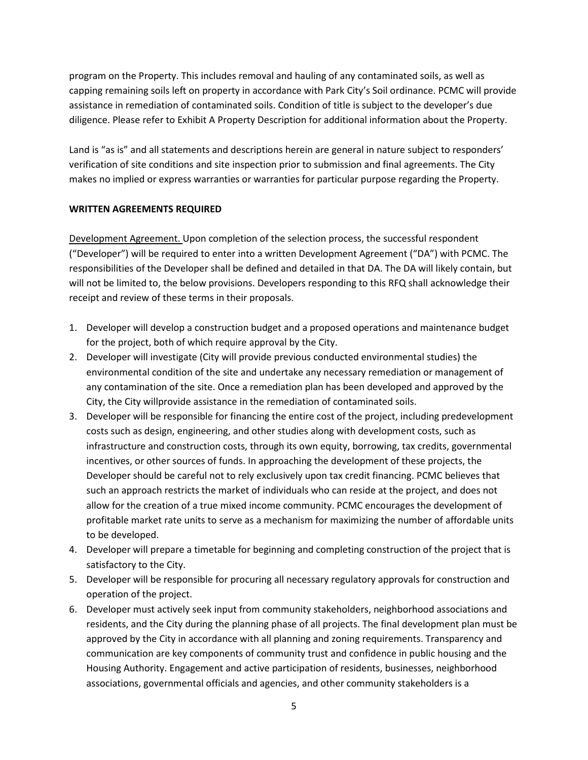program on the Property. This includes removal and hauling of any contaminated soils, as well as capping remaining soils left on property in accordance with Park City's Soil ordinance. PCMC will provide assistance in remediation of contaminated soils. Condition of title is subject to the developer's due diligence. Please refer to Exhibit A Property Description for additional information about the Property.

Land is "as is" and all statements and descriptions herein are general in nature subject to responders' verification of site conditions and site inspection prior to submission and final agreements. The City makes no implied or express warranties or warranties for particular purpose regarding the Property.

**WRITTEN AGREEMENTS REQUIRED**

Development Agreement. Upon completion of the selection process, the successful respondent ("Developer") will be required to enter into a written Development Agreement ("DA") with PCMC. The responsibilities of the Developer shall be defined and detailed in that DA. The DA will likely contain, but will not be limited to, the below provisions. Developers responding to this RFQ shall acknowledge their receipt and review of these terms in their proposals.

1. Developer will develop a construction budget and a proposed operations and maintenance budget for the project, both of which require approval by the City.
2. Developer will investigate (City will provide previous conducted environmental studies) the environmental condition of the site and undertake any necessary remediation or management of any contamination of the site. Once a remediation plan has been developed and approved by the City, the City willprovide assistance in the remediation of contaminated soils.
3. Developer will be responsible for financing the entire cost of the project, including predevelopment costs such as design, engineering, and other studies along with development costs, such as infrastructure and construction costs, through its own equity, borrowing, tax credits, governmental incentives, or other sources of funds. In approaching the development of these projects, the Developer should be careful not to rely exclusively upon tax credit financing. PCMC believes that such an approach restricts the market of individuals who can reside at the project, and does not allow for the creation of a true mixed income community. PCMC encourages the development of profitable market rate units to serve as a mechanism for maximizing the number of affordable units to be developed.
4. Developer will prepare a timetable for beginning and completing construction of the project that is satisfactory to the City.
5. Developer will be responsible for procuring all necessary regulatory approvals for construction and operation of the project.
6. Developer must actively seek input from community stakeholders, neighborhood associations and residents, and the City during the planning phase of all projects. The final development plan must be approved by the City in accordance with all planning and zoning requirements. Transparency and communication are key components of community trust and confidence in public housing and the Housing Authority. Engagement and active participation of residents, businesses, neighborhood associations, governmental officials and agencies, and other community stakeholders is a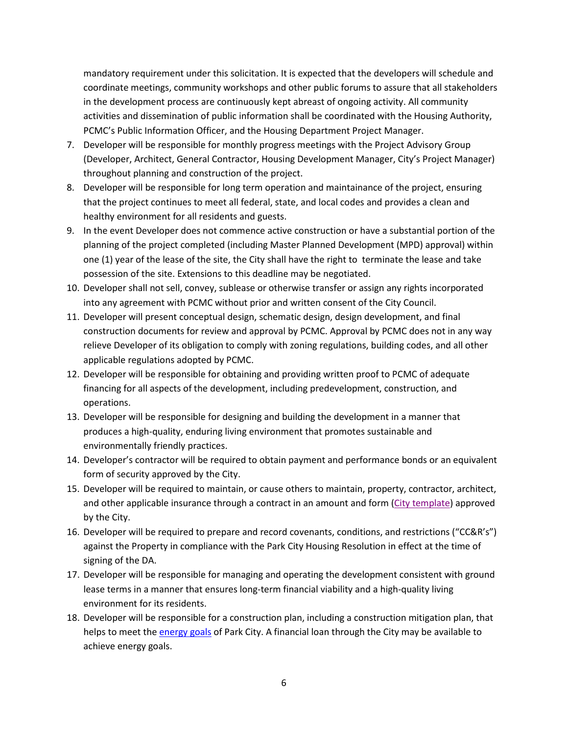mandatory requirement under this solicitation. It is expected that the developers will schedule and coordinate meetings, community workshops and other public forums to assure that all stakeholders in the development process are continuously kept abreast of ongoing activity. All community activities and dissemination of public information shall be coordinated with the Housing Authority, PCMC's Public Information Officer, and the Housing Department Project Manager.

7. Developer will be responsible for monthly progress meetings with the Project Advisory Group (Developer, Architect, General Contractor, Housing Development Manager, City's Project Manager) throughout planning and construction of the project.
8. Developer will be responsible for long term operation and maintainance of the project, ensuring that the project continues to meet all federal, state, and local codes and provides a clean and healthy environment for all residents and guests.
9. In the event Developer does not commence active construction or have a substantial portion of the planning of the project completed (including Master Planned Development (MPD) approval) within one (1) year of the lease of the site, the City shall have the right to terminate the lease and take possession of the site. Extensions to this deadline may be negotiated.
10. Developer shall not sell, convey, sublease or otherwise transfer or assign any rights incorporated into any agreement with PCMC without prior and written consent of the City Council.
11. Developer will present conceptual design, schematic design, design development, and final construction documents for review and approval by PCMC. Approval by PCMC does not in any way relieve Developer of its obligation to comply with zoning regulations, building codes, and all other applicable regulations adopted by PCMC.
12. Developer will be responsible for obtaining and providing written proof to PCMC of adequate financing for all aspects of the development, including predevelopment, construction, and operations.
13. Developer will be responsible for designing and building the development in a manner that produces a high-quality, enduring living environment that promotes sustainable and environmentally friendly practices.
14. Developer's contractor will be required to obtain payment and performance bonds or an equivalent form of security approved by the City.
15. Developer will be required to maintain, or cause others to maintain, property, contractor, architect, and other applicable insurance through a contract in an amount and form (City template) approved by the City.
16. Developer will be required to prepare and record covenants, conditions, and restrictions ("CC&R's") against the Property in compliance with the Park City Housing Resolution in effect at the time of signing of the DA.
17. Developer will be responsible for managing and operating the development consistent with ground lease terms in a manner that ensures long-term financial viability and a high-quality living environment for its residents.
18. Developer will be responsible for a construction plan, including a construction mitigation plan, that helps to meet the energy goals of Park City. A financial loan through the City may be available to achieve energy goals.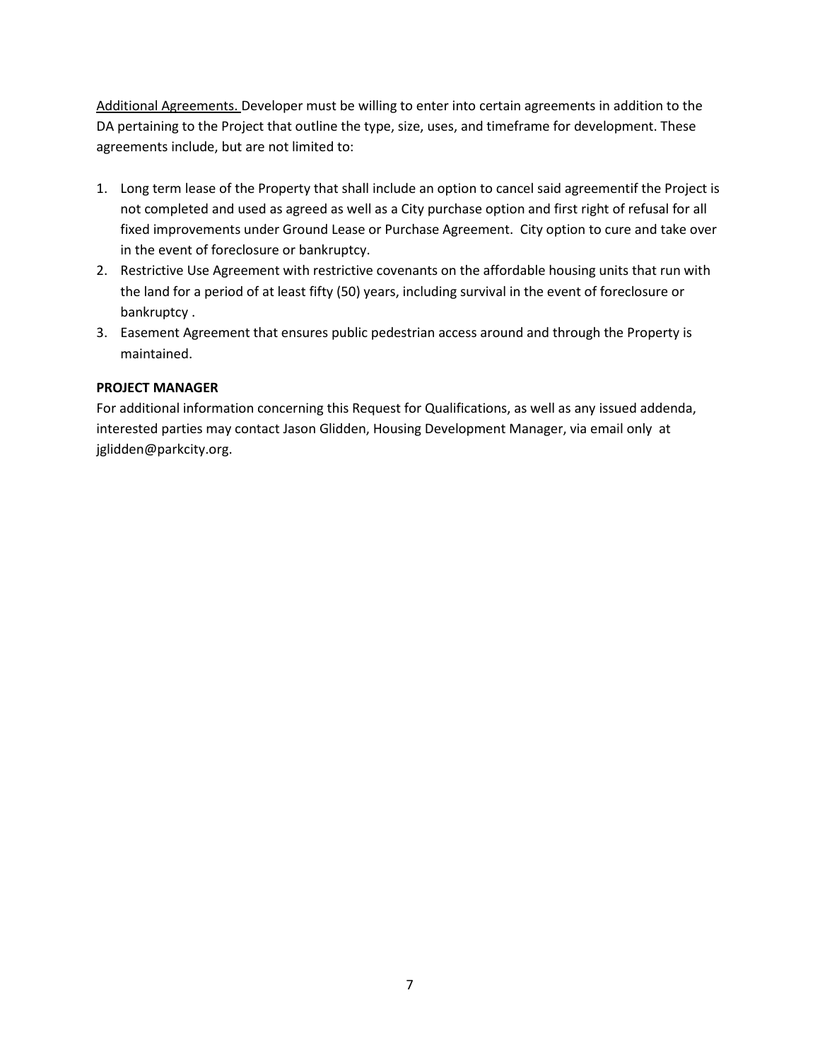<u>Additional Agreements.</u> Developer must be willing to enter into certain agreements in addition to the DA pertaining to the Project that outline the type, size, uses, and timeframe for development. These agreements include, but are not limited to:

1. Long term lease of the Property that shall include an option to cancel said agreementif the Project is not completed and used as agreed as well as a City purchase option and first right of refusal for all fixed improvements under Ground Lease or Purchase Agreement. City option to cure and take over in the event of foreclosure or bankruptcy.
2. Restrictive Use Agreement with restrictive covenants on the affordable housing units that run with the land for a period of at least fifty (50) years, including survival in the event of foreclosure or bankruptcy .
3. Easement Agreement that ensures public pedestrian access around and through the Property is maintained.

**PROJECT MANAGER**

For additional information concerning this Request for Qualifications, as well as any issued addenda, interested parties may contact Jason Glidden, Housing Development Manager, via email only at jglidden@parkcity.org.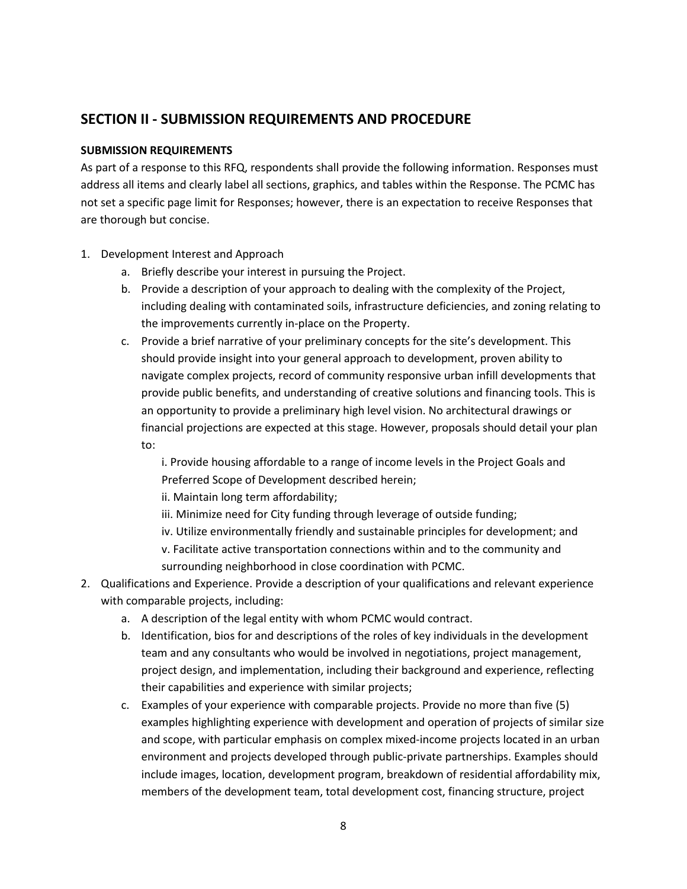## SECTION II - SUBMISSION REQUIREMENTS AND PROCEDURE

**SUBMISSION REQUIREMENTS**

As part of a response to this RFQ, respondents shall provide the following information. Responses must address all items and clearly label all sections, graphics, and tables within the Response. The PCMC has not set a specific page limit for Responses; however, there is an expectation to receive Responses that are thorough but concise.

1. Development Interest and Approach
   a. Briefly describe your interest in pursuing the Project.
   b. Provide a description of your approach to dealing with the complexity of the Project, including dealing with contaminated soils, infrastructure deficiencies, and zoning relating to the improvements currently in-place on the Property.
   c. Provide a brief narrative of your preliminary concepts for the site's development. This should provide insight into your general approach to development, proven ability to navigate complex projects, record of community responsive urban infill developments that provide public benefits, and understanding of creative solutions and financing tools. This is an opportunity to provide a preliminary high level vision. No architectural drawings or financial projections are expected at this stage. However, proposals should detail your plan to:

      i. Provide housing affordable to a range of income levels in the Project Goals and Preferred Scope of Development described herein;
      ii. Maintain long term affordability;
      iii. Minimize need for City funding through leverage of outside funding;
      iv. Utilize environmentally friendly and sustainable principles for development; and
      v. Facilitate active transportation connections within and to the community and surrounding neighborhood in close coordination with PCMC.
2. Qualifications and Experience. Provide a description of your qualifications and relevant experience with comparable projects, including:
   a. A description of the legal entity with whom PCMC would contract.
   b. Identification, bios for and descriptions of the roles of key individuals in the development team and any consultants who would be involved in negotiations, project management, project design, and implementation, including their background and experience, reflecting their capabilities and experience with similar projects;
   c. Examples of your experience with comparable projects. Provide no more than five (5) examples highlighting experience with development and operation of projects of similar size and scope, with particular emphasis on complex mixed-income projects located in an urban environment and projects developed through public-private partnerships. Examples should include images, location, development program, breakdown of residential affordability mix, members of the development team, total development cost, financing structure, project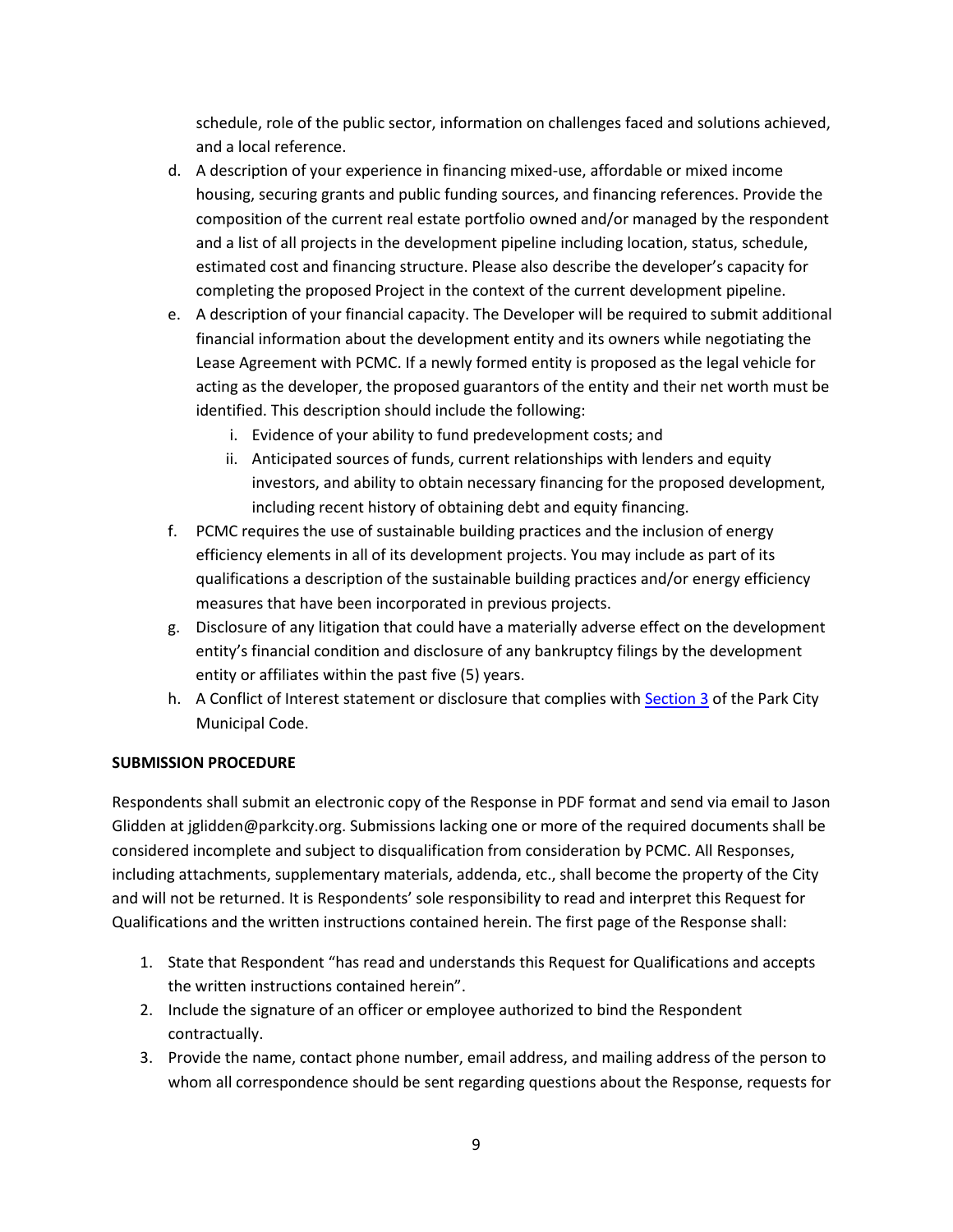schedule, role of the public sector, information on challenges faced and solutions achieved, and a local reference.

d. A description of your experience in financing mixed-use, affordable or mixed income housing, securing grants and public funding sources, and financing references. Provide the composition of the current real estate portfolio owned and/or managed by the respondent and a list of all projects in the development pipeline including location, status, schedule, estimated cost and financing structure. Please also describe the developer's capacity for completing the proposed Project in the context of the current development pipeline.

e. A description of your financial capacity. The Developer will be required to submit additional financial information about the development entity and its owners while negotiating the Lease Agreement with PCMC. If a newly formed entity is proposed as the legal vehicle for acting as the developer, the proposed guarantors of the entity and their net worth must be identified. This description should include the following:
   i. Evidence of your ability to fund predevelopment costs; and
   ii. Anticipated sources of funds, current relationships with lenders and equity investors, and ability to obtain necessary financing for the proposed development, including recent history of obtaining debt and equity financing.

f. PCMC requires the use of sustainable building practices and the inclusion of energy efficiency elements in all of its development projects. You may include as part of its qualifications a description of the sustainable building practices and/or energy efficiency measures that have been incorporated in previous projects.

g. Disclosure of any litigation that could have a materially adverse effect on the development entity's financial condition and disclosure of any bankruptcy filings by the development entity or affiliates within the past five (5) years.

h. A Conflict of Interest statement or disclosure that complies with Section 3 of the Park City Municipal Code.

**SUBMISSION PROCEDURE**

Respondents shall submit an electronic copy of the Response in PDF format and send via email to Jason Glidden at jglidden@parkcity.org. Submissions lacking one or more of the required documents shall be considered incomplete and subject to disqualification from consideration by PCMC. All Responses, including attachments, supplementary materials, addenda, etc., shall become the property of the City and will not be returned. It is Respondents' sole responsibility to read and interpret this Request for Qualifications and the written instructions contained herein. The first page of the Response shall:

1. State that Respondent "has read and understands this Request for Qualifications and accepts the written instructions contained herein".
2. Include the signature of an officer or employee authorized to bind the Respondent contractually.
3. Provide the name, contact phone number, email address, and mailing address of the person to whom all correspondence should be sent regarding questions about the Response, requests for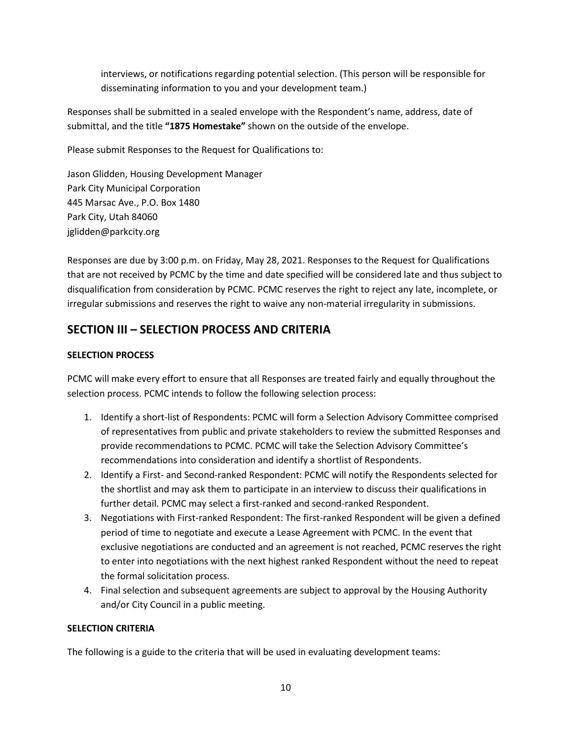interviews, or notifications regarding potential selection. (This person will be responsible for disseminating information to you and your development team.)

Responses shall be submitted in a sealed envelope with the Respondent's name, address, date of submittal, and the title **"1875 Homestake"** shown on the outside of the envelope.

Please submit Responses to the Request for Qualifications to:

Jason Glidden, Housing Development Manager
Park City Municipal Corporation
445 Marsac Ave., P.O. Box 1480
Park City, Utah 84060
jglidden@parkcity.org

Responses are due by 3:00 p.m. on Friday, May 28, 2021. Responses to the Request for Qualifications that are not received by PCMC by the time and date specified will be considered late and thus subject to disqualification from consideration by PCMC. PCMC reserves the right to reject any late, incomplete, or irregular submissions and reserves the right to waive any non-material irregularity in submissions.

## SECTION III – SELECTION PROCESS AND CRITERIA

**SELECTION PROCESS**

PCMC will make every effort to ensure that all Responses are treated fairly and equally throughout the selection process. PCMC intends to follow the following selection process:

1. Identify a short-list of Respondents: PCMC will form a Selection Advisory Committee comprised of representatives from public and private stakeholders to review the submitted Responses and provide recommendations to PCMC. PCMC will take the Selection Advisory Committee's recommendations into consideration and identify a shortlist of Respondents.
2. Identify a First- and Second-ranked Respondent: PCMC will notify the Respondents selected for the shortlist and may ask them to participate in an interview to discuss their qualifications in further detail. PCMC may select a first-ranked and second-ranked Respondent.
3. Negotiations with First-ranked Respondent: The first-ranked Respondent will be given a defined period of time to negotiate and execute a Lease Agreement with PCMC. In the event that exclusive negotiations are conducted and an agreement is not reached, PCMC reserves the right to enter into negotiations with the next highest ranked Respondent without the need to repeat the formal solicitation process.
4. Final selection and subsequent agreements are subject to approval by the Housing Authority and/or City Council in a public meeting.

**SELECTION CRITERIA**

The following is a guide to the criteria that will be used in evaluating development teams: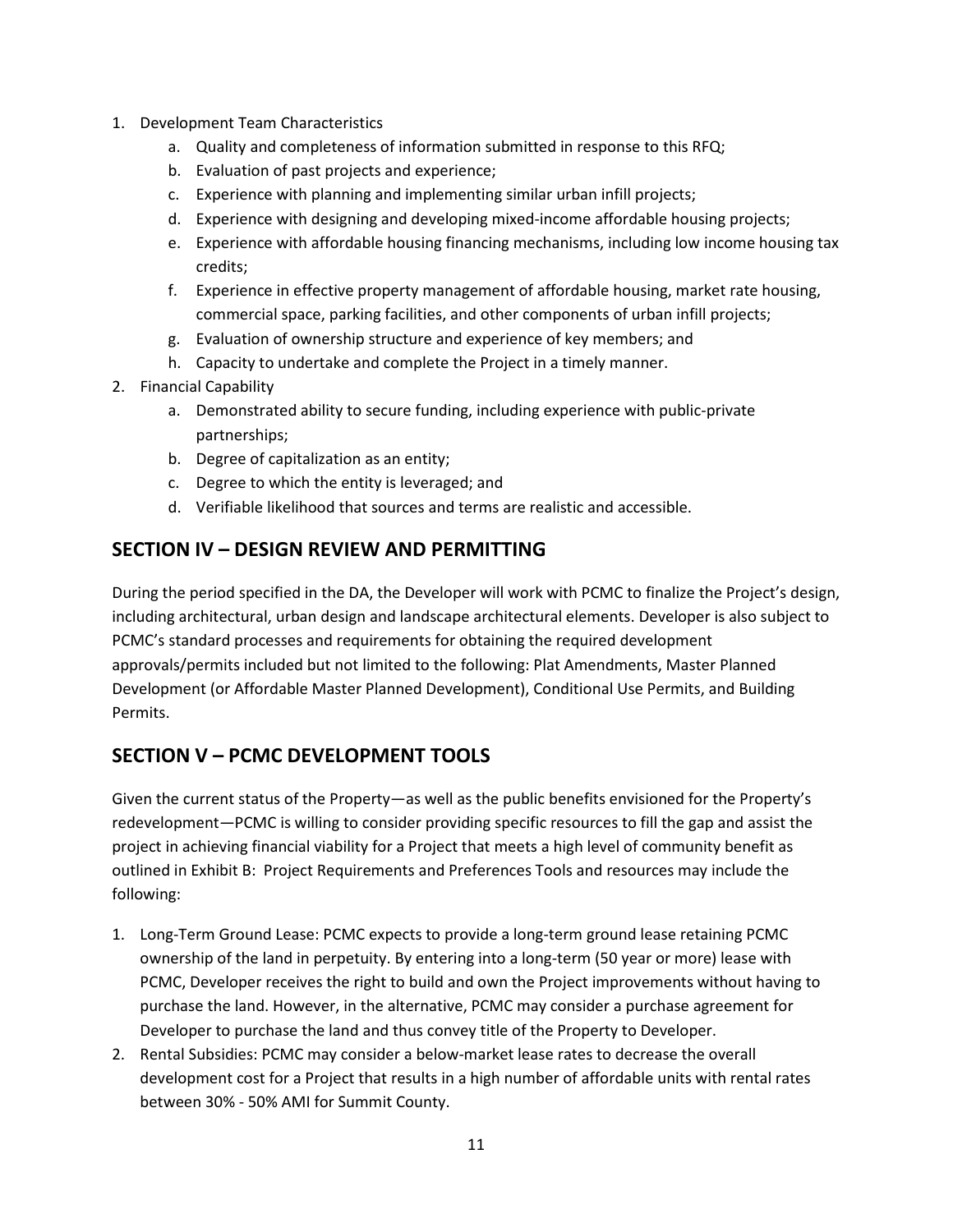1. Development Team Characteristics
    a. Quality and completeness of information submitted in response to this RFQ;
    b. Evaluation of past projects and experience;
    c. Experience with planning and implementing similar urban infill projects;
    d. Experience with designing and developing mixed-income affordable housing projects;
    e. Experience with affordable housing financing mechanisms, including low income housing tax credits;
    f. Experience in effective property management of affordable housing, market rate housing, commercial space, parking facilities, and other components of urban infill projects;
    g. Evaluation of ownership structure and experience of key members; and
    h. Capacity to undertake and complete the Project in a timely manner.
2. Financial Capability
    a. Demonstrated ability to secure funding, including experience with public-private partnerships;
    b. Degree of capitalization as an entity;
    c. Degree to which the entity is leveraged; and
    d. Verifiable likelihood that sources and terms are realistic and accessible.

## SECTION IV – DESIGN REVIEW AND PERMITTING

During the period specified in the DA, the Developer will work with PCMC to finalize the Project's design, including architectural, urban design and landscape architectural elements. Developer is also subject to PCMC's standard processes and requirements for obtaining the required development approvals/permits included but not limited to the following: Plat Amendments, Master Planned Development (or Affordable Master Planned Development), Conditional Use Permits, and Building Permits.

## SECTION V – PCMC DEVELOPMENT TOOLS

Given the current status of the Property—as well as the public benefits envisioned for the Property's redevelopment—PCMC is willing to consider providing specific resources to fill the gap and assist the project in achieving financial viability for a Project that meets a high level of community benefit as outlined in Exhibit B: Project Requirements and Preferences Tools and resources may include the following:

1. Long-Term Ground Lease: PCMC expects to provide a long-term ground lease retaining PCMC ownership of the land in perpetuity. By entering into a long-term (50 year or more) lease with PCMC, Developer receives the right to build and own the Project improvements without having to purchase the land. However, in the alternative, PCMC may consider a purchase agreement for Developer to purchase the land and thus convey title of the Property to Developer.
2. Rental Subsidies: PCMC may consider a below-market lease rates to decrease the overall development cost for a Project that results in a high number of affordable units with rental rates between 30% - 50% AMI for Summit County.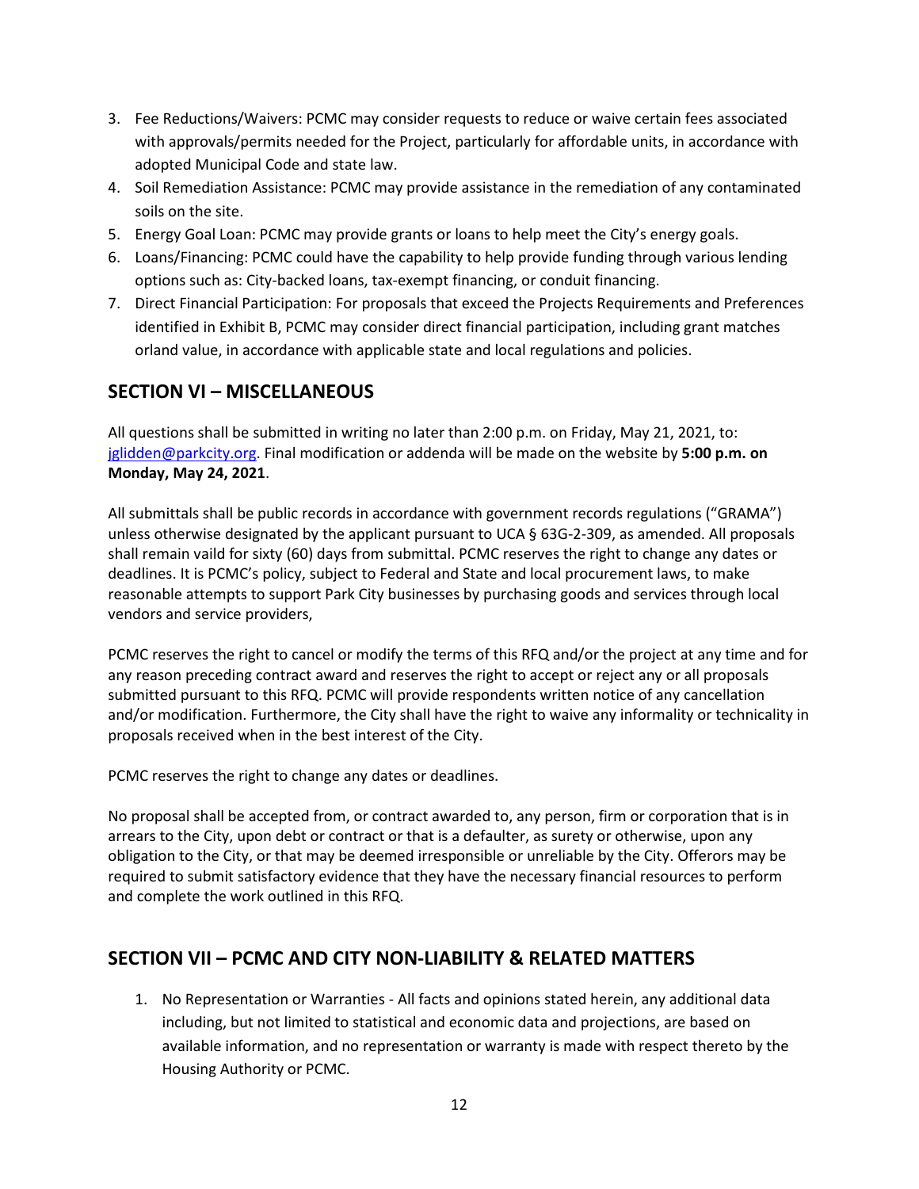3. Fee Reductions/Waivers: PCMC may consider requests to reduce or waive certain fees associated with approvals/permits needed for the Project, particularly for affordable units, in accordance with adopted Municipal Code and state law.
4. Soil Remediation Assistance: PCMC may provide assistance in the remediation of any contaminated soils on the site.
5. Energy Goal Loan: PCMC may provide grants or loans to help meet the City's energy goals.
6. Loans/Financing: PCMC could have the capability to help provide funding through various lending options such as: City-backed loans, tax-exempt financing, or conduit financing.
7. Direct Financial Participation: For proposals that exceed the Projects Requirements and Preferences identified in Exhibit B, PCMC may consider direct financial participation, including grant matches orland value, in accordance with applicable state and local regulations and policies.

## SECTION VI – MISCELLANEOUS

All questions shall be submitted in writing no later than 2:00 p.m. on Friday, May 21, 2021, to: jglidden@parkcity.org. Final modification or addenda will be made on the website by **5:00 p.m. on Monday, May 24, 2021**.

All submittals shall be public records in accordance with government records regulations ("GRAMA") unless otherwise designated by the applicant pursuant to UCA § 63G-2-309, as amended. All proposals shall remain vaild for sixty (60) days from submittal. PCMC reserves the right to change any dates or deadlines. It is PCMC's policy, subject to Federal and State and local procurement laws, to make reasonable attempts to support Park City businesses by purchasing goods and services through local vendors and service providers,

PCMC reserves the right to cancel or modify the terms of this RFQ and/or the project at any time and for any reason preceding contract award and reserves the right to accept or reject any or all proposals submitted pursuant to this RFQ. PCMC will provide respondents written notice of any cancellation and/or modification. Furthermore, the City shall have the right to waive any informality or technicality in proposals received when in the best interest of the City.

PCMC reserves the right to change any dates or deadlines.

No proposal shall be accepted from, or contract awarded to, any person, firm or corporation that is in arrears to the City, upon debt or contract or that is a defaulter, as surety or otherwise, upon any obligation to the City, or that may be deemed irresponsible or unreliable by the City. Offerors may be required to submit satisfactory evidence that they have the necessary financial resources to perform and complete the work outlined in this RFQ.

## SECTION VII – PCMC AND CITY NON-LIABILITY & RELATED MATTERS

1. No Representation or Warranties - All facts and opinions stated herein, any additional data including, but not limited to statistical and economic data and projections, are based on available information, and no representation or warranty is made with respect thereto by the Housing Authority or PCMC.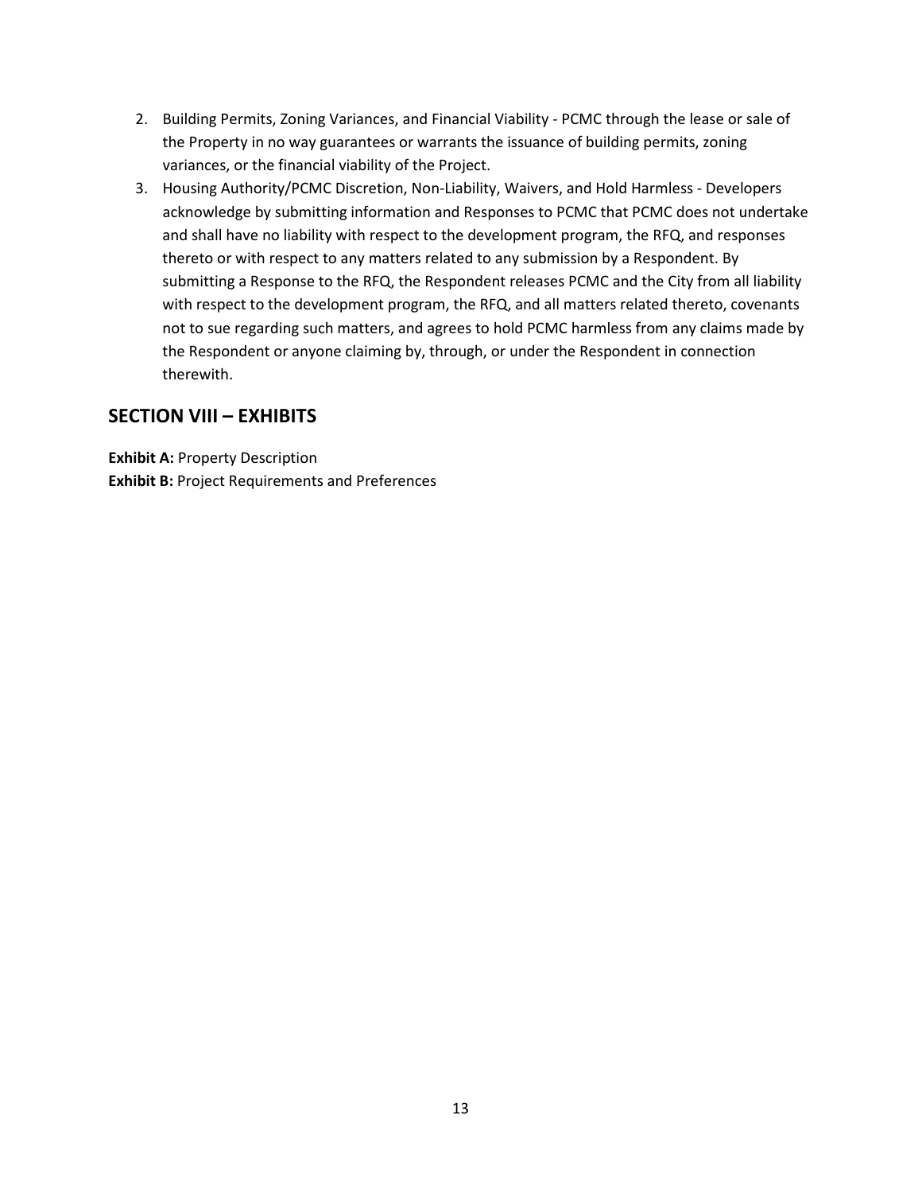2. Building Permits, Zoning Variances, and Financial Viability - PCMC through the lease or sale of the Property in no way guarantees or warrants the issuance of building permits, zoning variances, or the financial viability of the Project.
3. Housing Authority/PCMC Discretion, Non-Liability, Waivers, and Hold Harmless - Developers acknowledge by submitting information and Responses to PCMC that PCMC does not undertake and shall have no liability with respect to the development program, the RFQ, and responses thereto or with respect to any matters related to any submission by a Respondent. By submitting a Response to the RFQ, the Respondent releases PCMC and the City from all liability with respect to the development program, the RFQ, and all matters related thereto, covenants not to sue regarding such matters, and agrees to hold PCMC harmless from any claims made by the Respondent or anyone claiming by, through, or under the Respondent in connection therewith.

## SECTION VIII – EXHIBITS

**Exhibit A:** Property Description
**Exhibit B:** Project Requirements and Preferences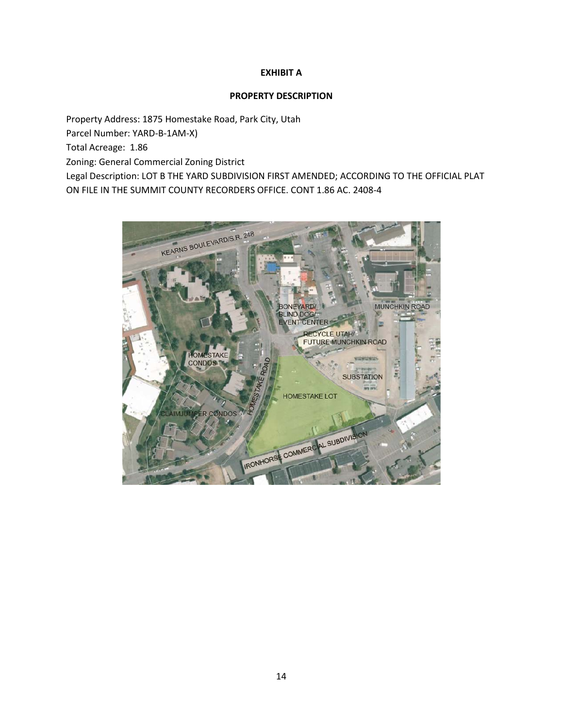**EXHIBIT A**

**PROPERTY DESCRIPTION**

Property Address: 1875 Homestake Road, Park City, Utah
Parcel Number: YARD-B-1AM-X)
Total Acreage: 1.86
Zoning: General Commercial Zoning District
Legal Description: LOT B THE YARD SUBDIVISION FIRST AMENDED; ACCORDING TO THE OFFICIAL PLAT ON FILE IN THE SUMMIT COUNTY RECORDERS OFFICE. CONT 1.86 AC. 2408-4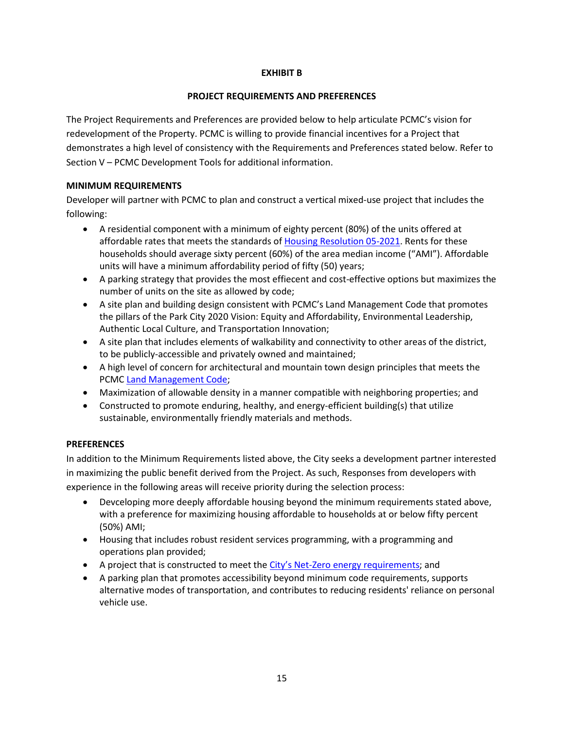**EXHIBIT B**

**PROJECT REQUIREMENTS AND PREFERENCES**

The Project Requirements and Preferences are provided below to help articulate PCMC's vision for redevelopment of the Property. PCMC is willing to provide financial incentives for a Project that demonstrates a high level of consistency with the Requirements and Preferences stated below. Refer to Section V – PCMC Development Tools for additional information.

**MINIMUM REQUIREMENTS**

Developer will partner with PCMC to plan and construct a vertical mixed-use project that includes the following:

- A residential component with a minimum of eighty percent (80%) of the units offered at affordable rates that meets the standards of Housing Resolution 05-2021. Rents for these households should average sixty percent (60%) of the area median income ("AMI"). Affordable units will have a minimum affordability period of fifty (50) years;
- A parking strategy that provides the most effiecent and cost-effective options but maximizes the number of units on the site as allowed by code;
- A site plan and building design consistent with PCMC's Land Management Code that promotes the pillars of the Park City 2020 Vision: Equity and Affordability, Environmental Leadership, Authentic Local Culture, and Transportation Innovation;
- A site plan that includes elements of walkability and connectivity to other areas of the district, to be publicly-accessible and privately owned and maintained;
- A high level of concern for architectural and mountain town design principles that meets the PCMC Land Management Code;
- Maximization of allowable density in a manner compatible with neighboring properties; and
- Constructed to promote enduring, healthy, and energy-efficient building(s) that utilize sustainable, environmentally friendly materials and methods.

**PREFERENCES**

In addition to the Minimum Requirements listed above, the City seeks a development partner interested in maximizing the public benefit derived from the Project. As such, Responses from developers with experience in the following areas will receive priority during the selection process:

- Devceloping more deeply affordable housing beyond the minimum requirements stated above, with a preference for maximizing housing affordable to households at or below fifty percent (50%) AMI;
- Housing that includes robust resident services programming, with a programming and operations plan provided;
- A project that is constructed to meet the City's Net-Zero energy requirements; and
- A parking plan that promotes accessibility beyond minimum code requirements, supports alternative modes of transportation, and contributes to reducing residents' reliance on personal vehicle use.